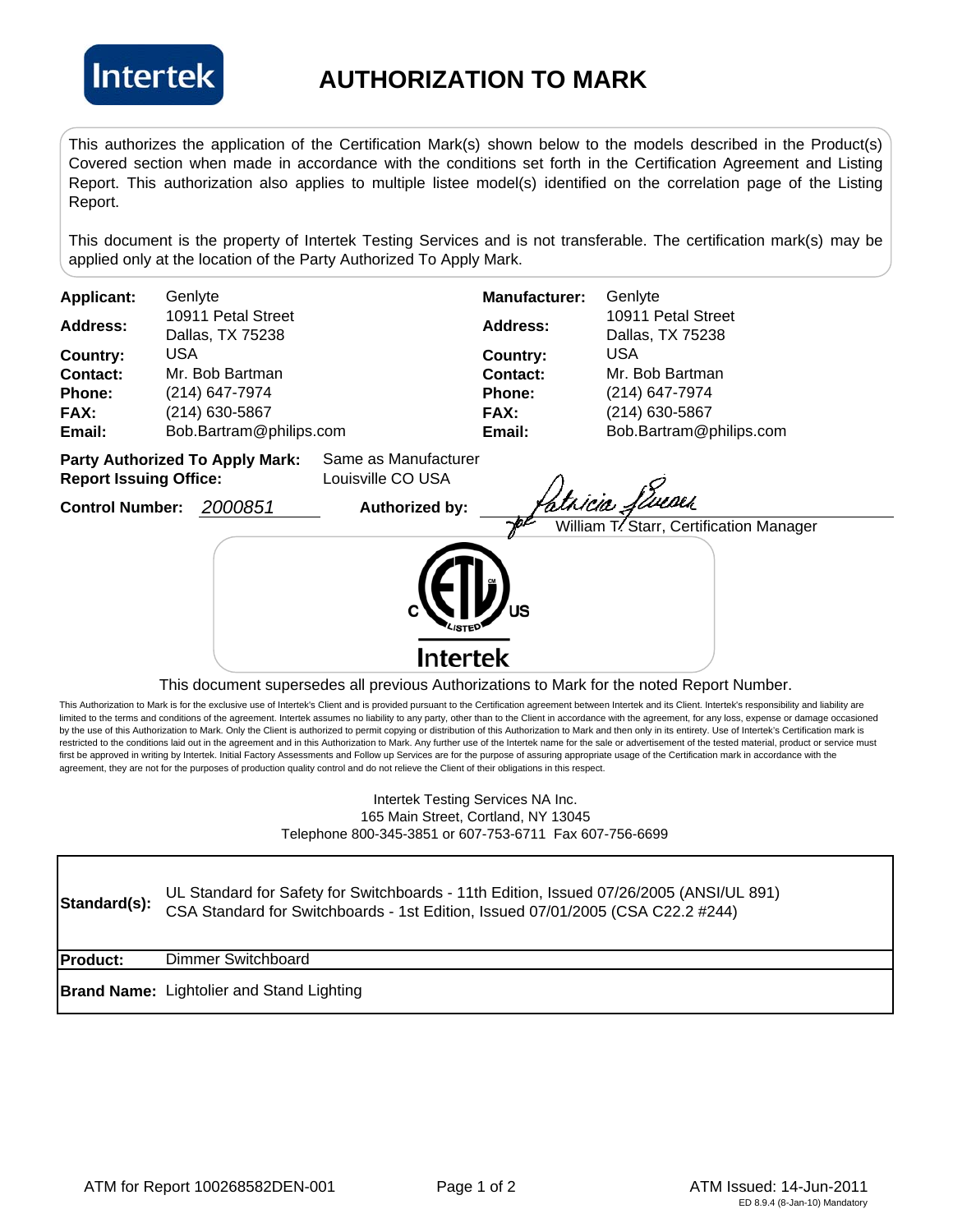Intertek

# AUTHORIZATION TO MARK

This authorizes the application of the Certification Mark(s) shown below to the models described in the Product(s) Covered section when made in accordance with the conditions set forth in the Certification Agreement and Listing Report. This authorization also applies to multiple listee model(s) identified on the correlation page of the Listing Report.

This document is the property of Intertek Testing Services and is not transferable. The certification mark(s) may be applied only at the location of the Party Authorized To Apply Mark.

| | | | |
|---|---|---|---|
| **Applicant:** | Genlyte | **Manufacturer:** | Genlyte |
| **Address:** | 10911 Petal Street<br>Dallas, TX 75238 | **Address:** | 10911 Petal Street<br>Dallas, TX 75238 |
| **Country:** | USA | **Country:** | USA |
| **Contact:** | Mr. Bob Bartman | **Contact:** | Mr. Bob Bartman |
| **Phone:** | (214) 647-7974 | **Phone:** | (214) 647-7974 |
| **FAX:** | (214) 630-5867 | **FAX:** | (214) 630-5867 |
| **Email:** | Bob.Bartram@philips.com | **Email:** | Bob.Bartram@philips.com |

**Party Authorized To Apply Mark:** Same as Manufacturer
**Report Issuing Office:** Louisville CO USA

**Control Number:** *2000851* **Authorized by:** *Patricia Swearer* for William T. Starr, Certification Manager

C ETL US LISTED
Intertek

This document supersedes all previous Authorizations to Mark for the noted Report Number.

This Authorization to Mark is for the exclusive use of Intertek's Client and is provided pursuant to the Certification agreement between Intertek and its Client. Intertek's responsibility and liability are limited to the terms and conditions of the agreement. Intertek assumes no liability to any party, other than to the Client in accordance with the agreement, for any loss, expense or damage occasioned by the use of this Authorization to Mark. Only the Client is authorized to permit copying or distribution of this Authorization to Mark and then only in its entirety. Use of Intertek's Certification mark is restricted to the conditions laid out in the agreement and in this Authorization to Mark. Any further use of the Intertek name for the sale or advertisement of the tested material, product or service must first be approved in writing by Intertek. Initial Factory Assessments and Follow up Services are for the purpose of assuring appropriate usage of the Certification mark in accordance with the agreement, they are not for the purposes of production quality control and do not relieve the Client of their obligations in this respect.

Intertek Testing Services NA Inc.
165 Main Street, Cortland, NY 13045
Telephone 800-345-3851 or 607-753-6711 Fax 607-756-6699

| | |
|---|---|
| **Standard(s):** | UL Standard for Safety for Switchboards - 11th Edition, Issued 07/26/2005 (ANSI/UL 891)<br>CSA Standard for Switchboards - 1st Edition, Issued 07/01/2005 (CSA C22.2 #244) |
| **Product:** | Dimmer Switchboard |
| **Brand Name:** | Lightolier and Stand Lighting |

ATM for Report 100268582DEN-001 ATM Issued: 14-Jun-2011
ED 8.9.4 (8-Jan-10) Mandatory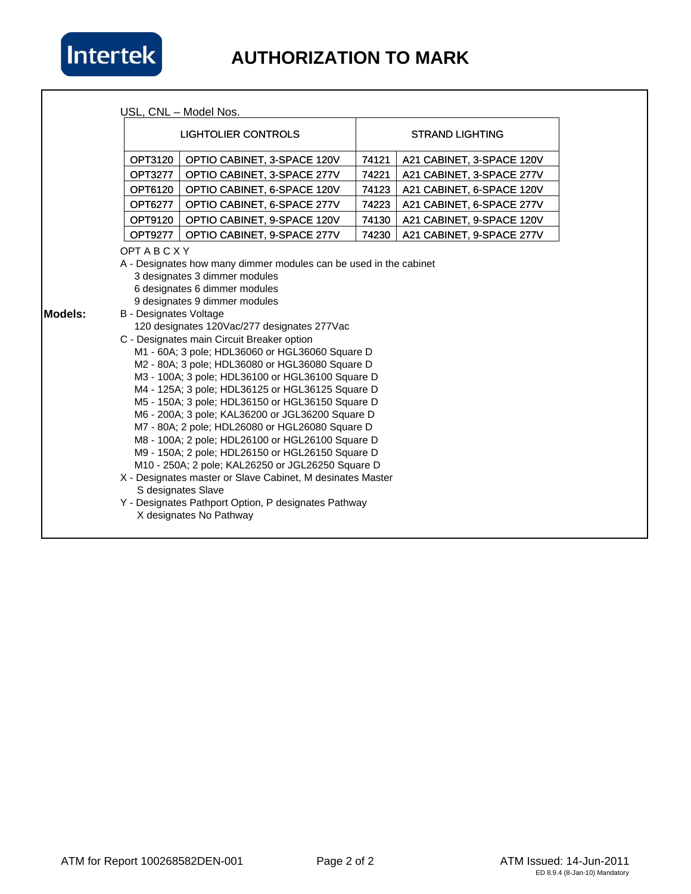# AUTHORIZATION TO MARK

**Models:**

USL, CNL – Model Nos.

| LIGHTOLIER CONTROLS | | STRAND LIGHTING | |
|---|---|---|---|
| OPT3120 | OPTIO CABINET, 3-SPACE 120V | 74121 | A21 CABINET, 3-SPACE 120V |
| OPT3277 | OPTIO CABINET, 3-SPACE 277V | 74221 | A21 CABINET, 3-SPACE 277V |
| OPT6120 | OPTIO CABINET, 6-SPACE 120V | 74123 | A21 CABINET, 6-SPACE 120V |
| OPT6277 | OPTIO CABINET, 6-SPACE 277V | 74223 | A21 CABINET, 6-SPACE 277V |
| OPT9120 | OPTIO CABINET, 9-SPACE 120V | 74130 | A21 CABINET, 9-SPACE 120V |
| OPT9277 | OPTIO CABINET, 9-SPACE 277V | 74230 | A21 CABINET, 9-SPACE 277V |

OPT A B C X Y

A - Designates how many dimmer modules can be used in the cabinet
- 3 designates 3 dimmer modules
- 6 designates 6 dimmer modules
- 9 designates 9 dimmer modules

B - Designates Voltage
- 120 designates 120Vac/277 designates 277Vac

C - Designates main Circuit Breaker option
- M1 - 60A; 3 pole; HDL36060 or HGL36060 Square D
- M2 - 80A; 3 pole; HDL36080 or HGL36080 Square D
- M3 - 100A; 3 pole; HDL36100 or HGL36100 Square D
- M4 - 125A; 3 pole; HDL36125 or HGL36125 Square D
- M5 - 150A; 3 pole; HDL36150 or HGL36150 Square D
- M6 - 200A; 3 pole; KAL36200 or JGL36200 Square D
- M7 - 80A; 2 pole; HDL26080 or HGL26080 Square D
- M8 - 100A; 2 pole; HDL26100 or HGL26100 Square D
- M9 - 150A; 2 pole; HDL26150 or HGL26150 Square D
- M10 - 250A; 2 pole; KAL26250 or JGL26250 Square D

X - Designates master or Slave Cabinet, M desinates Master
- S designates Slave

Y - Designates Pathport Option, P designates Pathway
- X designates No Pathway

ATM for Report 100268582DEN-001

ATM Issued: 14-Jun-2011

ED 8.9.4 (8-Jan-10) Mandatory